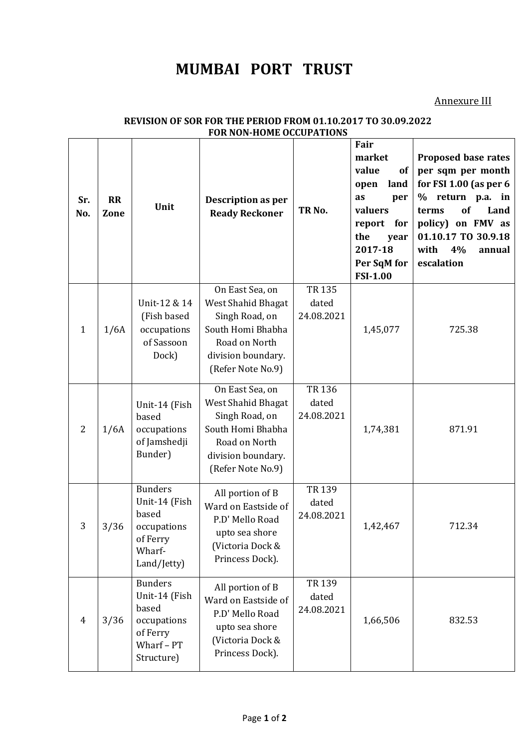# MUMBAI PORT TRUST

Annexure III

**REVISION OF SOR FOR THE PERIOD FROM 01.10.2017 TO 30.09.2022 FOR NON-HOME OCCUPATIONS**

| Sr. No. | RR Zone | Unit | Description as per Ready Reckoner | TR No. | Fair market value of open land as per valuers report for the year 2017-18 Per SqM for FSI-1.00 | Proposed base rates per sqm per month for FSI 1.00 (as per 6 % return p.a. in terms of Land policy) on FMV as 01.10.17 TO 30.9.18 with 4% annual escalation |
|---|---|---|---|---|---|---|
| 1 | 1/6A | Unit-12 & 14 (Fish based occupations of Sassoon Dock) | On East Sea, on West Shahid Bhagat Singh Road, on South Homi Bhabha Road on North division boundary. (Refer Note No.9) | TR 135 dated 24.08.2021 | 1,45,077 | 725.38 |
| 2 | 1/6A | Unit-14 (Fish based occupations of Jamshedji Bunder) | On East Sea, on West Shahid Bhagat Singh Road, on South Homi Bhabha Road on North division boundary. (Refer Note No.9) | TR 136 dated 24.08.2021 | 1,74,381 | 871.91 |
| 3 | 3/36 | Bunders Unit-14 (Fish based occupations of Ferry Wharf-Land/Jetty) | All portion of B Ward on Eastside of P.D' Mello Road upto sea shore (Victoria Dock & Princess Dock). | TR 139 dated 24.08.2021 | 1,42,467 | 712.34 |
| 4 | 3/36 | Bunders Unit-14 (Fish based occupations of Ferry Wharf – PT Structure) | All portion of B Ward on Eastside of P.D' Mello Road upto sea shore (Victoria Dock & Princess Dock). | TR 139 dated 24.08.2021 | 1,66,506 | 832.53 |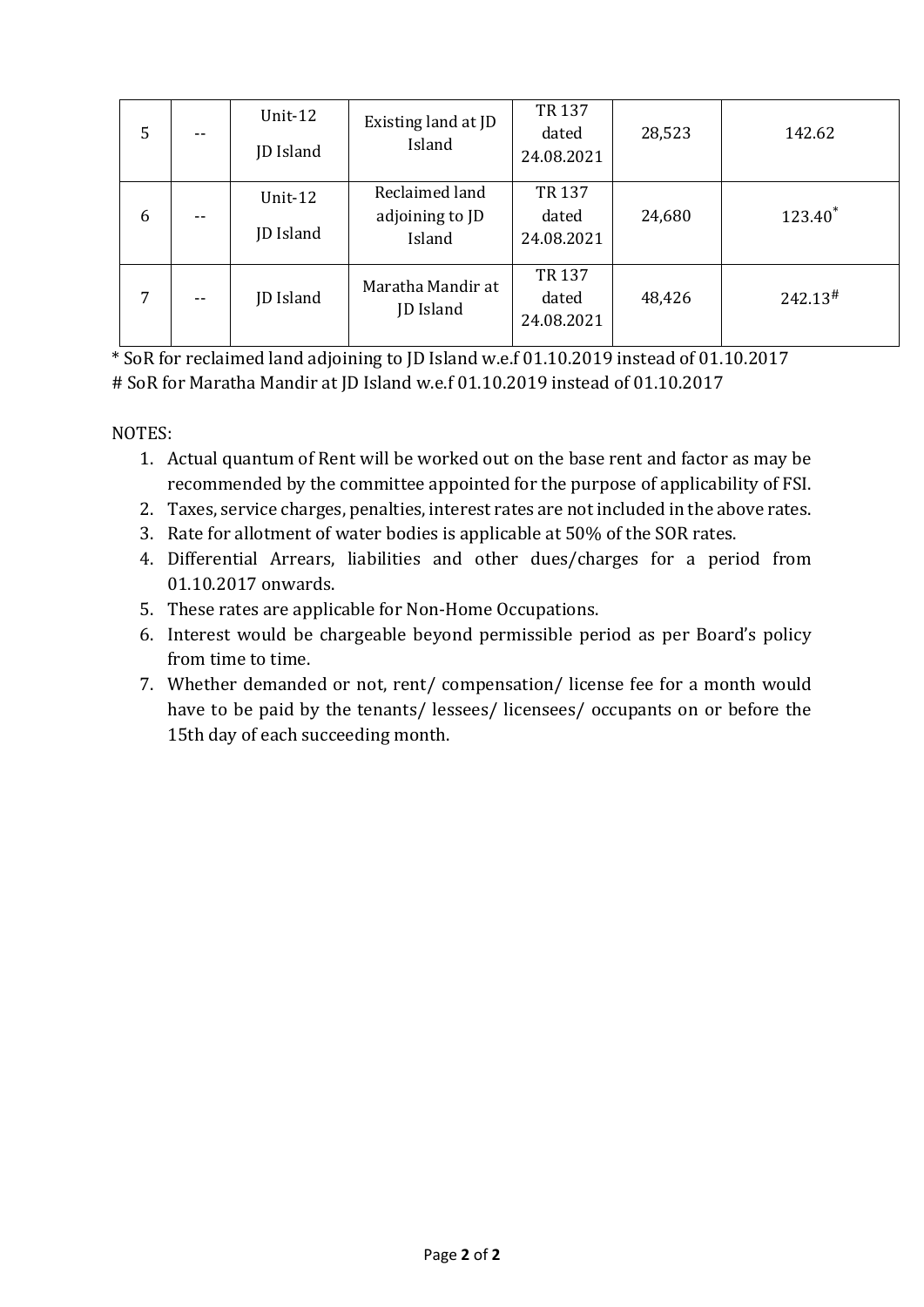| | | | | | | |
|---|---|---|---|---|---|---|
| 5 | -- | Unit-12 JD Island | Existing land at JD Island | TR 137 dated 24.08.2021 | 28,523 | 142.62 |
| 6 | -- | Unit-12 JD Island | Reclaimed land adjoining to JD Island | TR 137 dated 24.08.2021 | 24,680 | 123.40* |
| 7 | -- | JD Island | Maratha Mandir at JD Island | TR 137 dated 24.08.2021 | 48,426 | 242.13# |

* SoR for reclaimed land adjoining to JD Island w.e.f 01.10.2019 instead of 01.10.2017
# SoR for Maratha Mandir at JD Island w.e.f 01.10.2019 instead of 01.10.2017

NOTES:

1. Actual quantum of Rent will be worked out on the base rent and factor as may be recommended by the committee appointed for the purpose of applicability of FSI.
2. Taxes, service charges, penalties, interest rates are not included in the above rates.
3. Rate for allotment of water bodies is applicable at 50% of the SOR rates.
4. Differential Arrears, liabilities and other dues/charges for a period from 01.10.2017 onwards.
5. These rates are applicable for Non-Home Occupations.
6. Interest would be chargeable beyond permissible period as per Board's policy from time to time.
7. Whether demanded or not, rent/ compensation/ license fee for a month would have to be paid by the tenants/ lessees/ licensees/ occupants on or before the 15th day of each succeeding month.